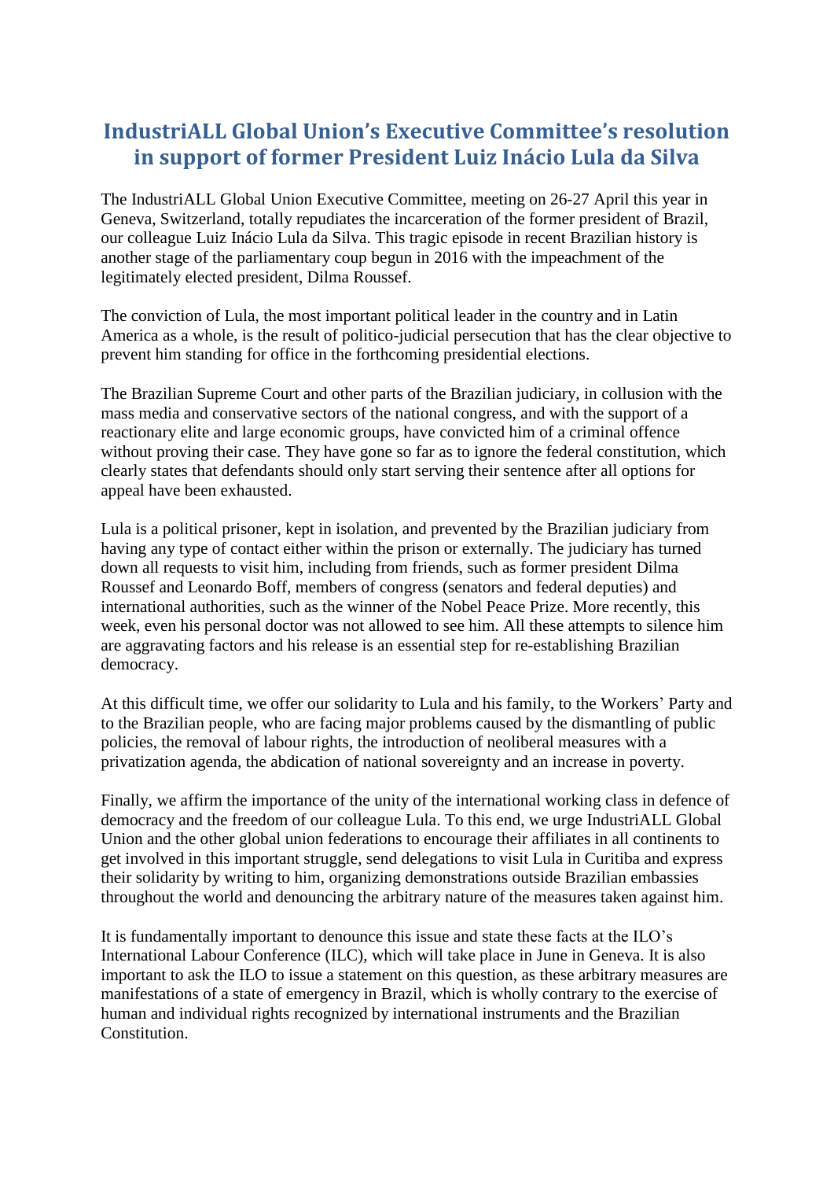# IndustriALL Global Union's Executive Committee's resolution in support of former President Luiz Inácio Lula da Silva

The IndustriALL Global Union Executive Committee, meeting on 26-27 April this year in Geneva, Switzerland, totally repudiates the incarceration of the former president of Brazil, our colleague Luiz Inácio Lula da Silva. This tragic episode in recent Brazilian history is another stage of the parliamentary coup begun in 2016 with the impeachment of the legitimately elected president, Dilma Roussef.

The conviction of Lula, the most important political leader in the country and in Latin America as a whole, is the result of politico-judicial persecution that has the clear objective to prevent him standing for office in the forthcoming presidential elections.

The Brazilian Supreme Court and other parts of the Brazilian judiciary, in collusion with the mass media and conservative sectors of the national congress, and with the support of a reactionary elite and large economic groups, have convicted him of a criminal offence without proving their case. They have gone so far as to ignore the federal constitution, which clearly states that defendants should only start serving their sentence after all options for appeal have been exhausted.

Lula is a political prisoner, kept in isolation, and prevented by the Brazilian judiciary from having any type of contact either within the prison or externally. The judiciary has turned down all requests to visit him, including from friends, such as former president Dilma Roussef and Leonardo Boff, members of congress (senators and federal deputies) and international authorities, such as the winner of the Nobel Peace Prize. More recently, this week, even his personal doctor was not allowed to see him. All these attempts to silence him are aggravating factors and his release is an essential step for re-establishing Brazilian democracy.

At this difficult time, we offer our solidarity to Lula and his family, to the Workers' Party and to the Brazilian people, who are facing major problems caused by the dismantling of public policies, the removal of labour rights, the introduction of neoliberal measures with a privatization agenda, the abdication of national sovereignty and an increase in poverty.

Finally, we affirm the importance of the unity of the international working class in defence of democracy and the freedom of our colleague Lula. To this end, we urge IndustriALL Global Union and the other global union federations to encourage their affiliates in all continents to get involved in this important struggle, send delegations to visit Lula in Curitiba and express their solidarity by writing to him, organizing demonstrations outside Brazilian embassies throughout the world and denouncing the arbitrary nature of the measures taken against him.

It is fundamentally important to denounce this issue and state these facts at the ILO's International Labour Conference (ILC), which will take place in June in Geneva. It is also important to ask the ILO to issue a statement on this question, as these arbitrary measures are manifestations of a state of emergency in Brazil, which is wholly contrary to the exercise of human and individual rights recognized by international instruments and the Brazilian Constitution.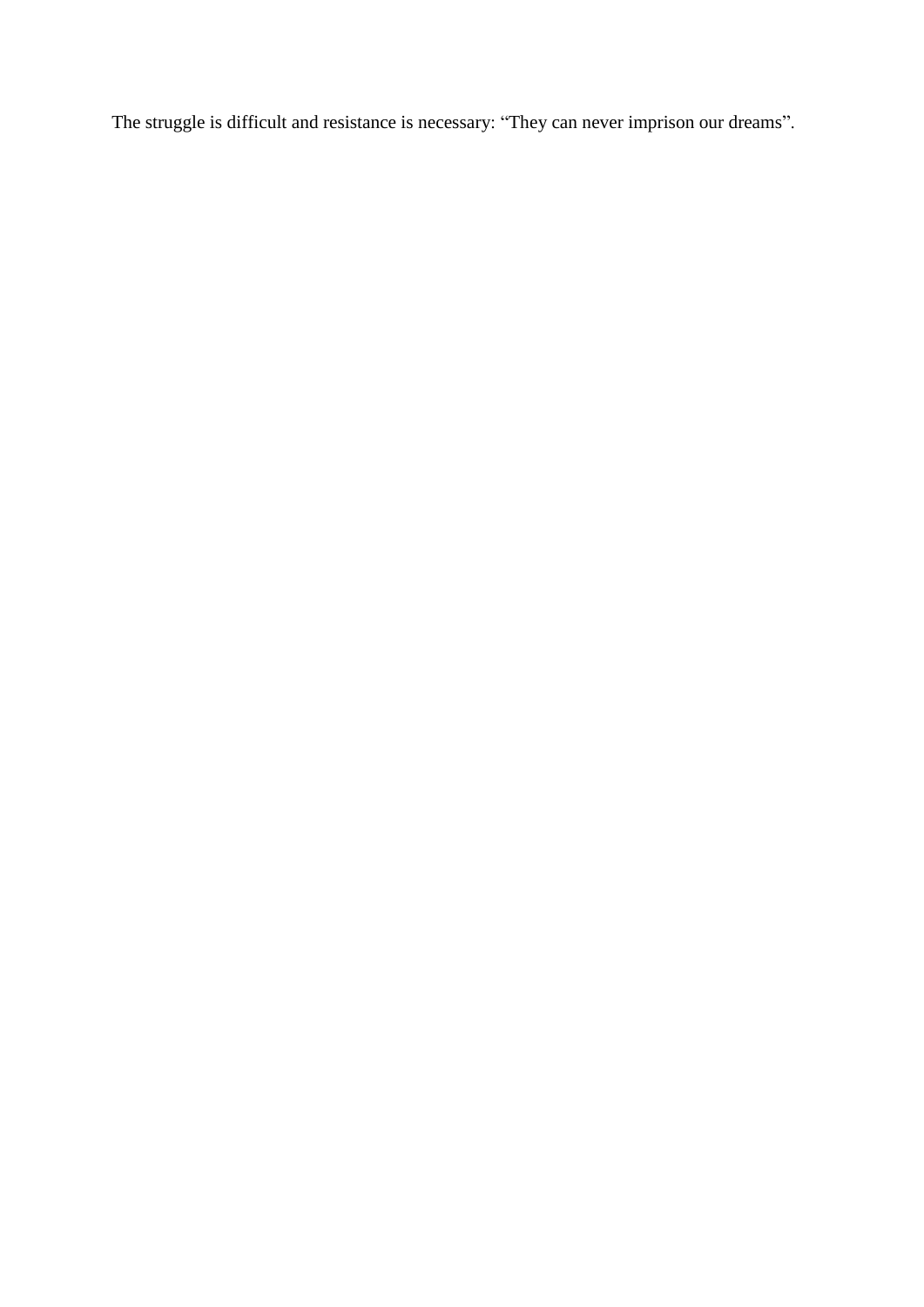The struggle is difficult and resistance is necessary: “They can never imprison our dreams”.